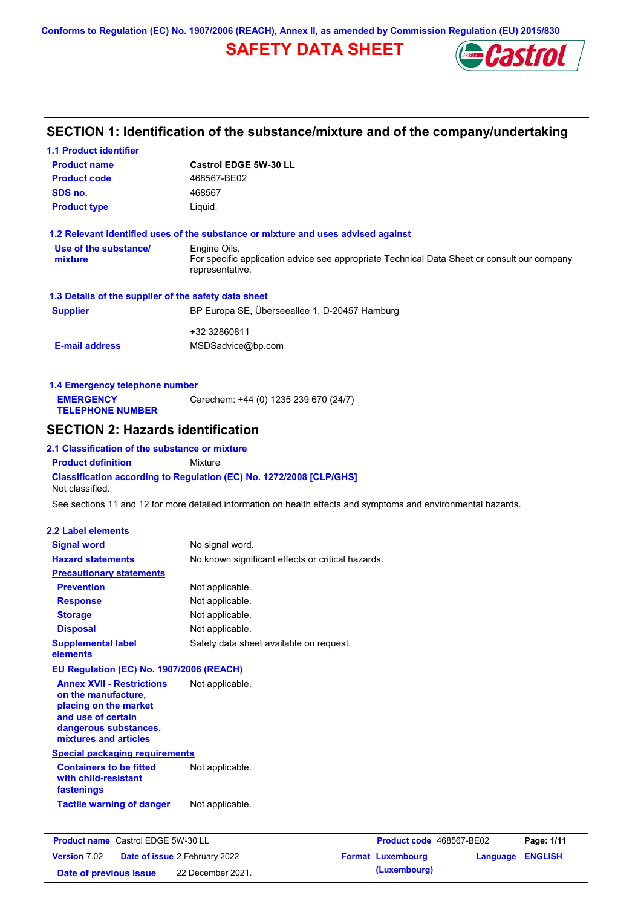Conforms to Regulation (EC) No. 1907/2006 (REACH), Annex II, as amended by Commission Regulation (EU) 2015/830

# SAFETY DATA SHEET

## SECTION 1: Identification of the substance/mixture and of the company/undertaking

### 1.1 Product identifier

| | |
|---|---|
| **Product name** | **Castrol EDGE 5W-30 LL** |
| **Product code** | 468567-BE02 |
| **SDS no.** | 468567 |
| **Product type** | Liquid. |

### 1.2 Relevant identified uses of the substance or mixture and uses advised against

| | |
|---|---|
| **Use of the substance/ mixture** | Engine Oils.<br>For specific application advice see appropriate Technical Data Sheet or consult our company representative. |

### 1.3 Details of the supplier of the safety data sheet

| | |
|---|---|
| **Supplier** | BP Europa SE, Überseeallee 1, D-20457 Hamburg<br><br>+32 32860811 |
| **E-mail address** | MSDSadvice@bp.com |

### 1.4 Emergency telephone number

| | |
|---|---|
| **EMERGENCY TELEPHONE NUMBER** | Carechem: +44 (0) 1235 239 670 (24/7) |

## SECTION 2: Hazards identification

### 2.1 Classification of the substance or mixture

**Product definition** Mixture

**Classification according to Regulation (EC) No. 1272/2008 [CLP/GHS]**

Not classified.

See sections 11 and 12 for more detailed information on health effects and symptoms and environmental hazards.

### 2.2 Label elements

| | |
|---|---|
| **Signal word** | No signal word. |
| **Hazard statements** | No known significant effects or critical hazards. |
| **Precautionary statements** | |
| **Prevention** | Not applicable. |
| **Response** | Not applicable. |
| **Storage** | Not applicable. |
| **Disposal** | Not applicable. |
| **Supplemental label elements** | Safety data sheet available on request. |

**EU Regulation (EC) No. 1907/2006 (REACH)**

| | |
|---|---|
| **Annex XVII - Restrictions on the manufacture, placing on the market and use of certain dangerous substances, mixtures and articles** | Not applicable. |

**Special packaging requirements**

| | |
|---|---|
| **Containers to be fitted with child-resistant fastenings** | Not applicable. |
| **Tactile warning of danger** | Not applicable. |

| | | | |
|---|---|---|---|
| **Product name** Castrol EDGE 5W-30 LL | | **Product code** 468567-BE02 | **Page:** 1/11 |
| **Version** 7.02 | **Date of issue** 2 February 2022 | **Format** Luxembourg (Luxembourg) | **Language** ENGLISH |
| **Date of previous issue** | 22 December 2021. | | |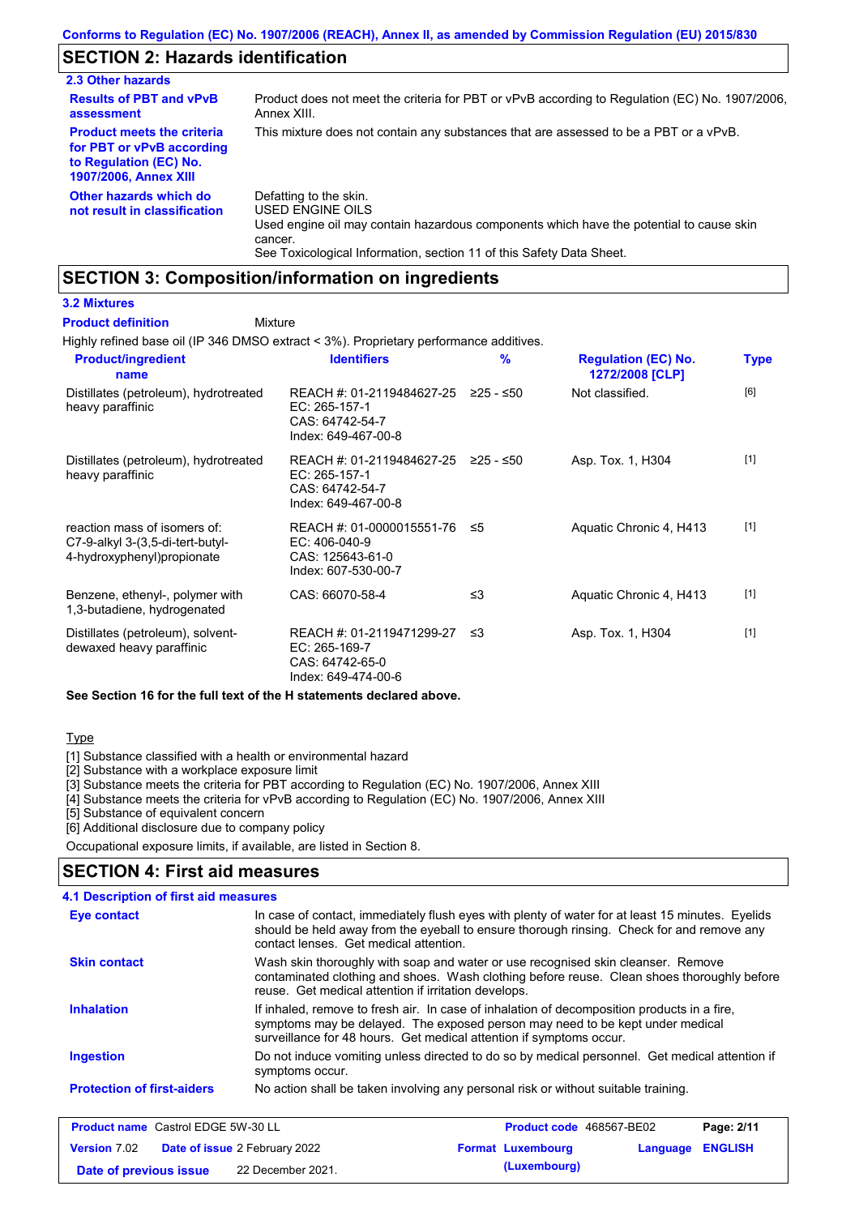## SECTION 2: Hazards identification

### 2.3 Other hazards

| | |
|---|---|
| **Results of PBT and vPvB assessment** | Product does not meet the criteria for PBT or vPvB according to Regulation (EC) No. 1907/2006, Annex XIII. |
| **Product meets the criteria for PBT or vPvB according to Regulation (EC) No. 1907/2006, Annex XIII** | This mixture does not contain any substances that are assessed to be a PBT or a vPvB. |
| **Other hazards which do not result in classification** | Defatting to the skin.<br>USED ENGINE OILS<br>Used engine oil may contain hazardous components which have the potential to cause skin cancer.<br>See Toxicological Information, section 11 of this Safety Data Sheet. |

## SECTION 3: Composition/information on ingredients

### 3.2 Mixtures

**Product definition** Mixture

Highly refined base oil (IP 346 DMSO extract < 3%). Proprietary performance additives.

| Product/ingredient name | Identifiers | % | Regulation (EC) No. 1272/2008 [CLP] | Type |
|---|---|---|---|---|
| Distillates (petroleum), hydrotreated heavy paraffinic | REACH #: 01-2119484627-25<br>EC: 265-157-1<br>CAS: 64742-54-7<br>Index: 649-467-00-8 | ≥25 - ≤50 | Not classified. | [6] |
| Distillates (petroleum), hydrotreated heavy paraffinic | REACH #: 01-2119484627-25<br>EC: 265-157-1<br>CAS: 64742-54-7<br>Index: 649-467-00-8 | ≥25 - ≤50 | Asp. Tox. 1, H304 | [1] |
| reaction mass of isomers of: C7-9-alkyl 3-(3,5-di-tert-butyl-4-hydroxyphenyl)propionate | REACH #: 01-0000015551-76<br>EC: 406-040-9<br>CAS: 125643-61-0<br>Index: 607-530-00-7 | ≤5 | Aquatic Chronic 4, H413 | [1] |
| Benzene, ethenyl-, polymer with 1,3-butadiene, hydrogenated | CAS: 66070-58-4 | ≤3 | Aquatic Chronic 4, H413 | [1] |
| Distillates (petroleum), solvent-dewaxed heavy paraffinic | REACH #: 01-2119471299-27<br>EC: 265-169-7<br>CAS: 64742-65-0<br>Index: 649-474-00-6 | ≤3 | Asp. Tox. 1, H304 | [1] |

**See Section 16 for the full text of the H statements declared above.**

Type

[1] Substance classified with a health or environmental hazard
[2] Substance with a workplace exposure limit
[3] Substance meets the criteria for PBT according to Regulation (EC) No. 1907/2006, Annex XIII
[4] Substance meets the criteria for vPvB according to Regulation (EC) No. 1907/2006, Annex XIII
[5] Substance of equivalent concern
[6] Additional disclosure due to company policy

Occupational exposure limits, if available, are listed in Section 8.

## SECTION 4: First aid measures

### 4.1 Description of first aid measures

| | |
|---|---|
| **Eye contact** | In case of contact, immediately flush eyes with plenty of water for at least 15 minutes. Eyelids should be held away from the eyeball to ensure thorough rinsing. Check for and remove any contact lenses. Get medical attention. |
| **Skin contact** | Wash skin thoroughly with soap and water or use recognised skin cleanser. Remove contaminated clothing and shoes. Wash clothing before reuse. Clean shoes thoroughly before reuse. Get medical attention if irritation develops. |
| **Inhalation** | If inhaled, remove to fresh air. In case of inhalation of decomposition products in a fire, symptoms may be delayed. The exposed person may need to be kept under medical surveillance for 48 hours. Get medical attention if symptoms occur. |
| **Ingestion** | Do not induce vomiting unless directed to do so by medical personnel. Get medical attention if symptoms occur. |
| **Protection of first-aiders** | No action shall be taken involving any personal risk or without suitable training. |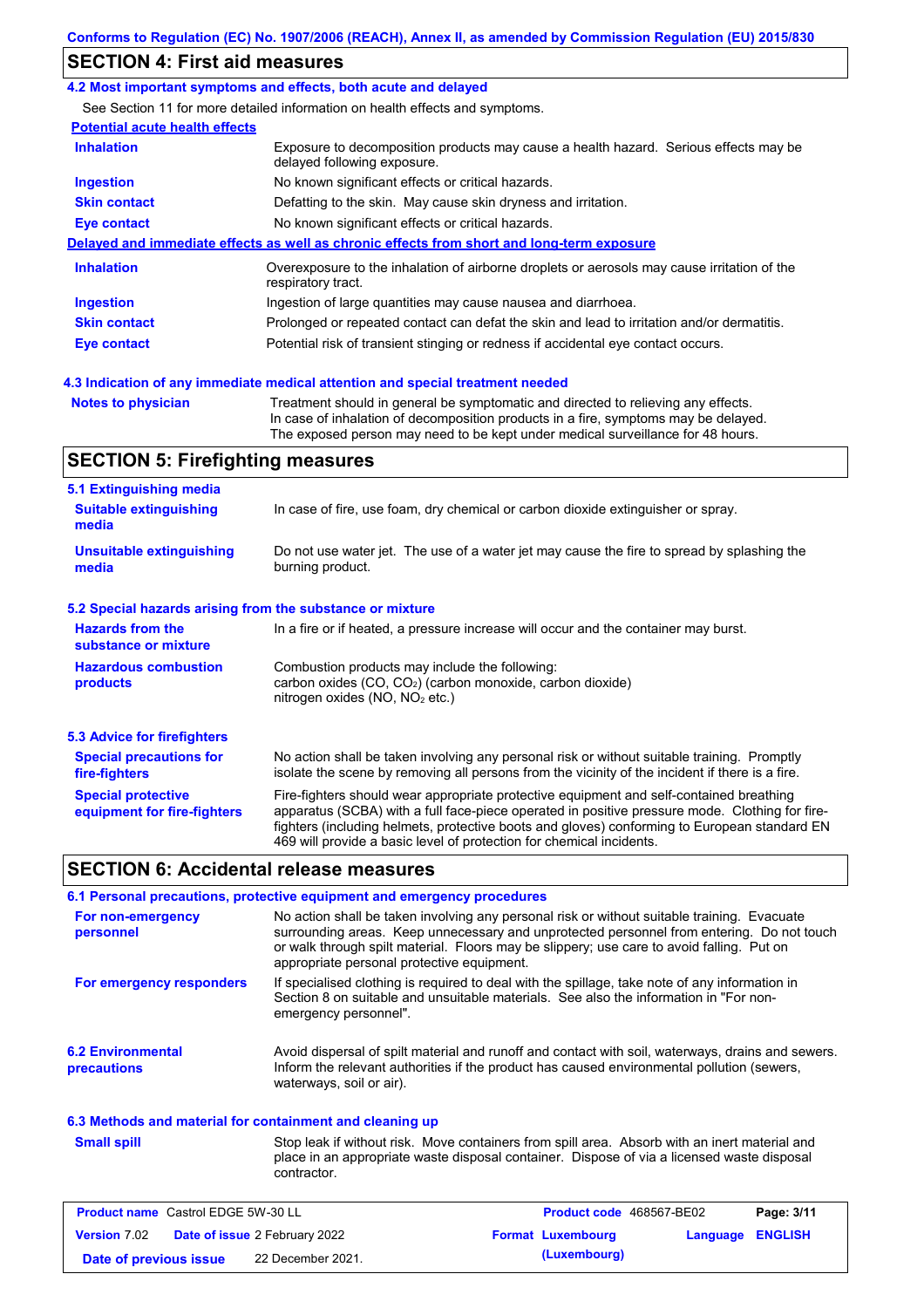## SECTION 4: First aid measures

### 4.2 Most important symptoms and effects, both acute and delayed

See Section 11 for more detailed information on health effects and symptoms.

**Potential acute health effects**

| | |
|---|---|
| **Inhalation** | Exposure to decomposition products may cause a health hazard. Serious effects may be delayed following exposure. |
| **Ingestion** | No known significant effects or critical hazards. |
| **Skin contact** | Defatting to the skin. May cause skin dryness and irritation. |
| **Eye contact** | No known significant effects or critical hazards. |

**Delayed and immediate effects as well as chronic effects from short and long-term exposure**

| | |
|---|---|
| **Inhalation** | Overexposure to the inhalation of airborne droplets or aerosols may cause irritation of the respiratory tract. |
| **Ingestion** | Ingestion of large quantities may cause nausea and diarrhoea. |
| **Skin contact** | Prolonged or repeated contact can defat the skin and lead to irritation and/or dermatitis. |
| **Eye contact** | Potential risk of transient stinging or redness if accidental eye contact occurs. |

### 4.3 Indication of any immediate medical attention and special treatment needed

| | |
|---|---|
| **Notes to physician** | Treatment should in general be symptomatic and directed to relieving any effects. In case of inhalation of decomposition products in a fire, symptoms may be delayed. The exposed person may need to be kept under medical surveillance for 48 hours. |

## SECTION 5: Firefighting measures

### 5.1 Extinguishing media

| | |
|---|---|
| **Suitable extinguishing media** | In case of fire, use foam, dry chemical or carbon dioxide extinguisher or spray. |
| **Unsuitable extinguishing media** | Do not use water jet. The use of a water jet may cause the fire to spread by splashing the burning product. |

### 5.2 Special hazards arising from the substance or mixture

| | |
|---|---|
| **Hazards from the substance or mixture** | In a fire or if heated, a pressure increase will occur and the container may burst. |
| **Hazardous combustion products** | Combustion products may include the following:<br>carbon oxides (CO, $CO_2$) (carbon monoxide, carbon dioxide)<br>nitrogen oxides (NO, $NO_2$ etc.) |

### 5.3 Advice for firefighters

| | |
|---|---|
| **Special precautions for fire-fighters** | No action shall be taken involving any personal risk or without suitable training. Promptly isolate the scene by removing all persons from the vicinity of the incident if there is a fire. |
| **Special protective equipment for fire-fighters** | Fire-fighters should wear appropriate protective equipment and self-contained breathing apparatus (SCBA) with a full face-piece operated in positive pressure mode. Clothing for fire-fighters (including helmets, protective boots and gloves) conforming to European standard EN 469 will provide a basic level of protection for chemical incidents. |

## SECTION 6: Accidental release measures

### 6.1 Personal precautions, protective equipment and emergency procedures

| | |
|---|---|
| **For non-emergency personnel** | No action shall be taken involving any personal risk or without suitable training. Evacuate surrounding areas. Keep unnecessary and unprotected personnel from entering. Do not touch or walk through spilt material. Floors may be slippery; use care to avoid falling. Put on appropriate personal protective equipment. |
| **For emergency responders** | If specialised clothing is required to deal with the spillage, take note of any information in Section 8 on suitable and unsuitable materials. See also the information in "For non-emergency personnel". |

| | |
|---|---|
| **6.2 Environmental precautions** | Avoid dispersal of spilt material and runoff and contact with soil, waterways, drains and sewers. Inform the relevant authorities if the product has caused environmental pollution (sewers, waterways, soil or air). |

### 6.3 Methods and material for containment and cleaning up

| | |
|---|---|
| **Small spill** | Stop leak if without risk. Move containers from spill area. Absorb with an inert material and place in an appropriate waste disposal container. Dispose of via a licensed waste disposal contractor. |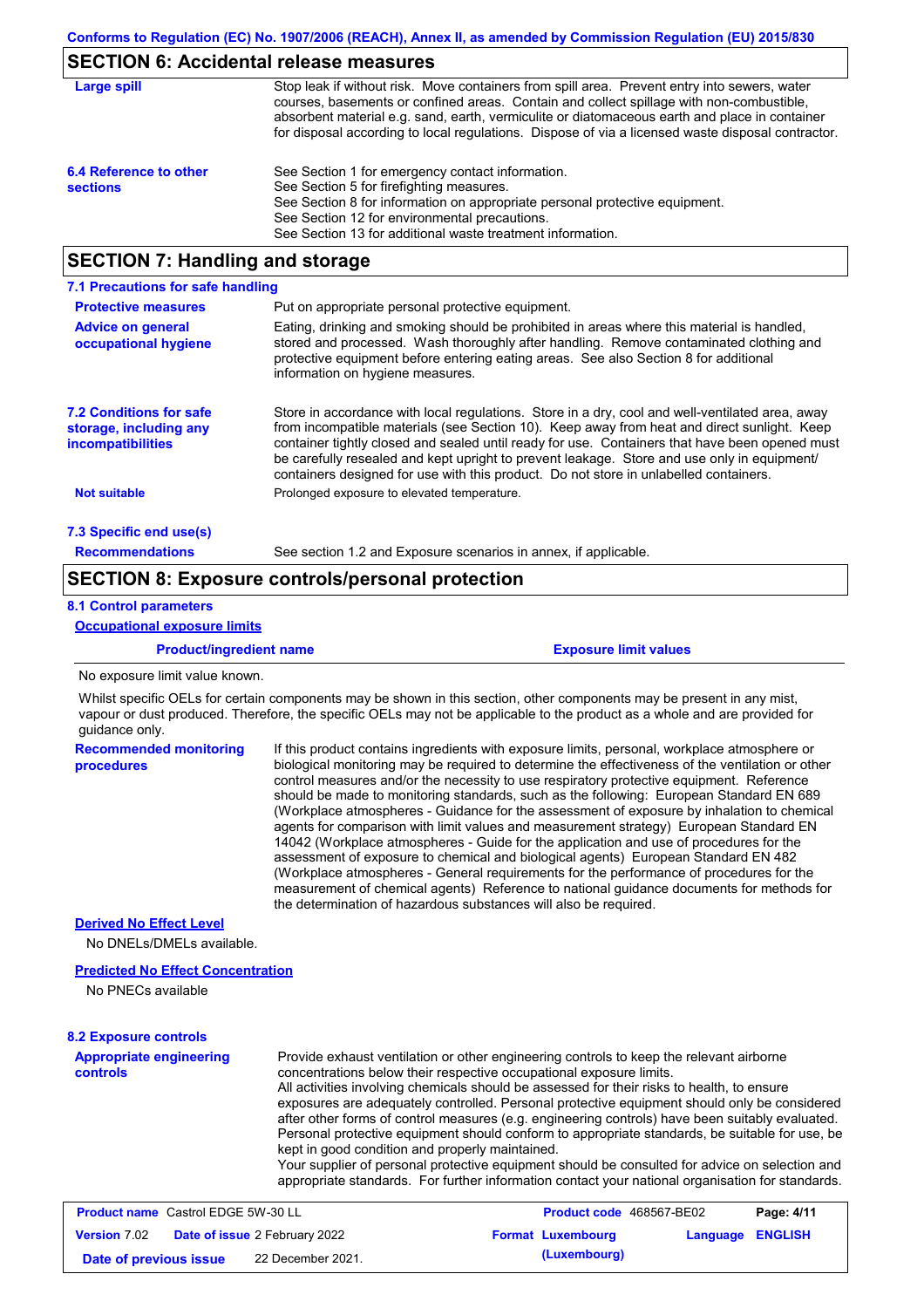## SECTION 6: Accidental release measures

**Large spill**

Stop leak if without risk. Move containers from spill area. Prevent entry into sewers, water courses, basements or confined areas. Contain and collect spillage with non-combustible, absorbent material e.g. sand, earth, vermiculite or diatomaceous earth and place in container for disposal according to local regulations. Dispose of via a licensed waste disposal contractor.

**6.4 Reference to other sections**

See Section 1 for emergency contact information.
See Section 5 for firefighting measures.
See Section 8 for information on appropriate personal protective equipment.
See Section 12 for environmental precautions.
See Section 13 for additional waste treatment information.

## SECTION 7: Handling and storage

### 7.1 Precautions for safe handling

**Protective measures**

Put on appropriate personal protective equipment.

**Advice on general occupational hygiene**

Eating, drinking and smoking should be prohibited in areas where this material is handled, stored and processed. Wash thoroughly after handling. Remove contaminated clothing and protective equipment before entering eating areas. See also Section 8 for additional information on hygiene measures.

**7.2 Conditions for safe storage, including any incompatibilities**

Store in accordance with local regulations. Store in a dry, cool and well-ventilated area, away from incompatible materials (see Section 10). Keep away from heat and direct sunlight. Keep container tightly closed and sealed until ready for use. Containers that have been opened must be carefully resealed and kept upright to prevent leakage. Store and use only in equipment/ containers designed for use with this product. Do not store in unlabelled containers.

**Not suitable**

Prolonged exposure to elevated temperature.

### 7.3 Specific end use(s)

**Recommendations**

See section 1.2 and Exposure scenarios in annex, if applicable.

## SECTION 8: Exposure controls/personal protection

### 8.1 Control parameters

**Occupational exposure limits**

| Product/ingredient name | Exposure limit values |
|---|---|
| No exposure limit value known. | |

Whilst specific OELs for certain components may be shown in this section, other components may be present in any mist, vapour or dust produced. Therefore, the specific OELs may not be applicable to the product as a whole and are provided for guidance only.

**Recommended monitoring procedures**

If this product contains ingredients with exposure limits, personal, workplace atmosphere or biological monitoring may be required to determine the effectiveness of the ventilation or other control measures and/or the necessity to use respiratory protective equipment. Reference should be made to monitoring standards, such as the following: European Standard EN 689 (Workplace atmospheres - Guidance for the assessment of exposure by inhalation to chemical agents for comparison with limit values and measurement strategy) European Standard EN 14042 (Workplace atmospheres - Guide for the application and use of procedures for the assessment of exposure to chemical and biological agents) European Standard EN 482 (Workplace atmospheres - General requirements for the performance of procedures for the measurement of chemical agents) Reference to national guidance documents for methods for the determination of hazardous substances will also be required.

**Derived No Effect Level**

No DNELs/DMELs available.

**Predicted No Effect Concentration**

No PNECs available

### 8.2 Exposure controls

**Appropriate engineering controls**

Provide exhaust ventilation or other engineering controls to keep the relevant airborne concentrations below their respective occupational exposure limits.
All activities involving chemicals should be assessed for their risks to health, to ensure exposures are adequately controlled. Personal protective equipment should only be considered after other forms of control measures (e.g. engineering controls) have been suitably evaluated. Personal protective equipment should conform to appropriate standards, be suitable for use, be kept in good condition and properly maintained.
Your supplier of personal protective equipment should be consulted for advice on selection and appropriate standards. For further information contact your national organisation for standards.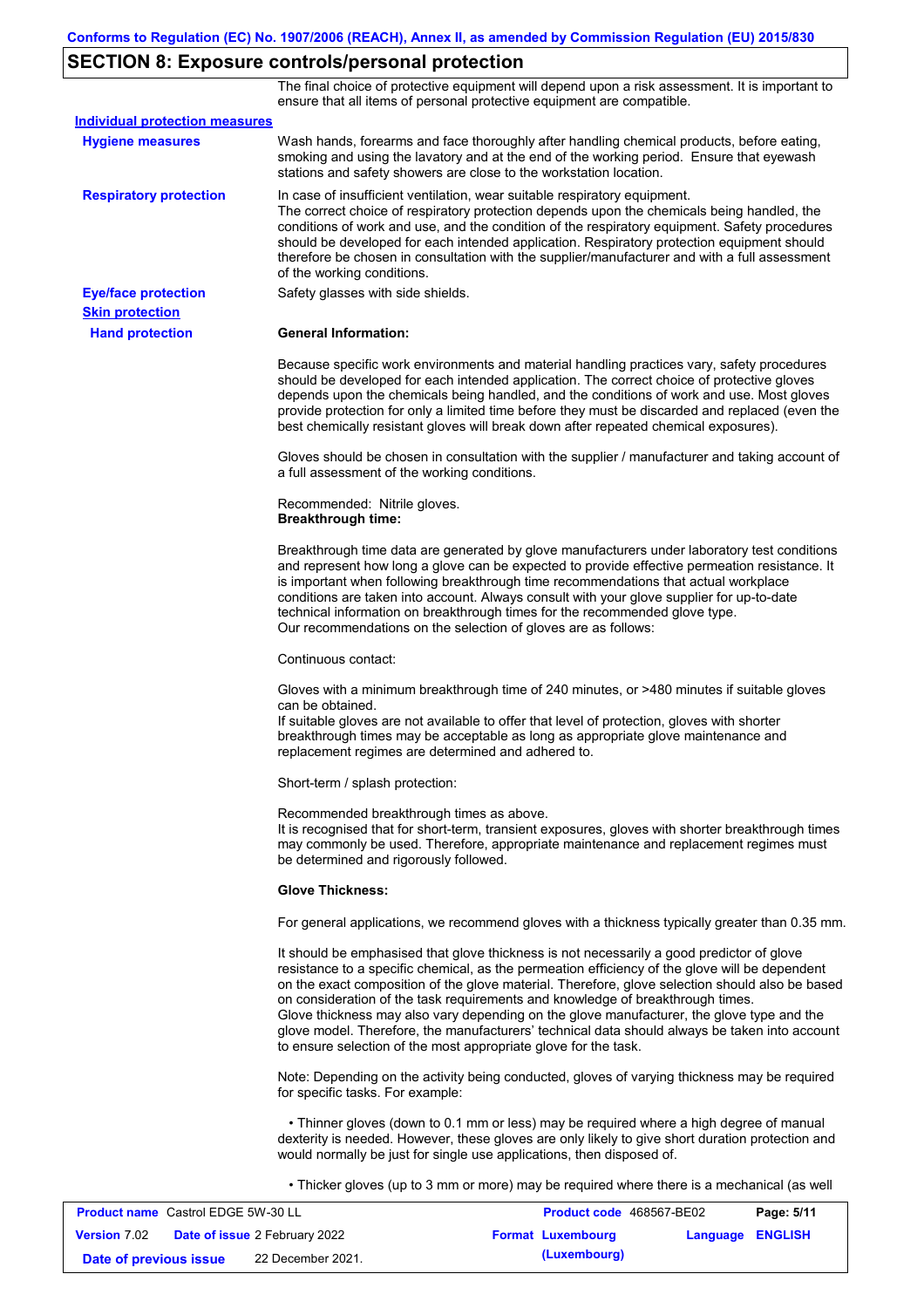## SECTION 8: Exposure controls/personal protection

The final choice of protective equipment will depend upon a risk assessment. It is important to ensure that all items of personal protective equipment are compatible.

**Individual protection measures**

**Hygiene measures**

Wash hands, forearms and face thoroughly after handling chemical products, before eating, smoking and using the lavatory and at the end of the working period. Ensure that eyewash stations and safety showers are close to the workstation location.

**Respiratory protection**

In case of insufficient ventilation, wear suitable respiratory equipment.
The correct choice of respiratory protection depends upon the chemicals being handled, the conditions of work and use, and the condition of the respiratory equipment. Safety procedures should be developed for each intended application. Respiratory protection equipment should therefore be chosen in consultation with the supplier/manufacturer and with a full assessment of the working conditions.

**Eye/face protection**

Safety glasses with side shields.

**Skin protection**

**Hand protection**

**General Information:**

Because specific work environments and material handling practices vary, safety procedures should be developed for each intended application. The correct choice of protective gloves depends upon the chemicals being handled, and the conditions of work and use. Most gloves provide protection for only a limited time before they must be discarded and replaced (even the best chemically resistant gloves will break down after repeated chemical exposures).

Gloves should be chosen in consultation with the supplier / manufacturer and taking account of a full assessment of the working conditions.

Recommended: Nitrile gloves.
**Breakthrough time:**

Breakthrough time data are generated by glove manufacturers under laboratory test conditions and represent how long a glove can be expected to provide effective permeation resistance. It is important when following breakthrough time recommendations that actual workplace conditions are taken into account. Always consult with your glove supplier for up-to-date technical information on breakthrough times for the recommended glove type.
Our recommendations on the selection of gloves are as follows:

Continuous contact:

Gloves with a minimum breakthrough time of 240 minutes, or >480 minutes if suitable gloves can be obtained.
If suitable gloves are not available to offer that level of protection, gloves with shorter breakthrough times may be acceptable as long as appropriate glove maintenance and replacement regimes are determined and adhered to.

Short-term / splash protection:

Recommended breakthrough times as above.
It is recognised that for short-term, transient exposures, gloves with shorter breakthrough times may commonly be used. Therefore, appropriate maintenance and replacement regimes must be determined and rigorously followed.

**Glove Thickness:**

For general applications, we recommend gloves with a thickness typically greater than 0.35 mm.

It should be emphasised that glove thickness is not necessarily a good predictor of glove resistance to a specific chemical, as the permeation efficiency of the glove will be dependent on the exact composition of the glove material. Therefore, glove selection should also be based on consideration of the task requirements and knowledge of breakthrough times.
Glove thickness may also vary depending on the glove manufacturer, the glove type and the glove model. Therefore, the manufacturers' technical data should always be taken into account to ensure selection of the most appropriate glove for the task.

Note: Depending on the activity being conducted, gloves of varying thickness may be required for specific tasks. For example:

- Thinner gloves (down to 0.1 mm or less) may be required where a high degree of manual dexterity is needed. However, these gloves are only likely to give short duration protection and would normally be just for single use applications, then disposed of.

- Thicker gloves (up to 3 mm or more) may be required where there is a mechanical (as well

| **Product name** Castrol EDGE 5W-30 LL | **Product code** 468567-BE02 | **Page:** 5/11 |
|---|---|---|
| **Version** 7.02 **Date of issue** 2 February 2022 | **Format** Luxembourg (Luxembourg) | **Language** ENGLISH |
| **Date of previous issue** 22 December 2021. | | |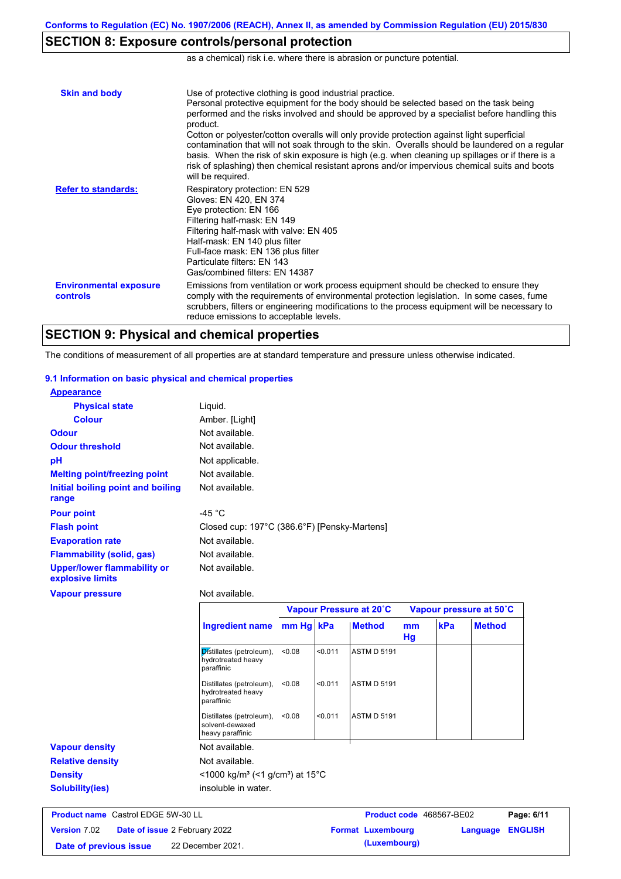## SECTION 8: Exposure controls/personal protection

as a chemical) risk i.e. where there is abrasion or puncture potential.

**Skin and body**

Use of protective clothing is good industrial practice.
Personal protective equipment for the body should be selected based on the task being performed and the risks involved and should be approved by a specialist before handling this product.
Cotton or polyester/cotton overalls will only provide protection against light superficial contamination that will not soak through to the skin. Overalls should be laundered on a regular basis. When the risk of skin exposure is high (e.g. when cleaning up spillages or if there is a risk of splashing) then chemical resistant aprons and/or impervious chemical suits and boots will be required.

**Refer to standards:**

Respiratory protection: EN 529
Gloves: EN 420, EN 374
Eye protection: EN 166
Filtering half-mask: EN 149
Filtering half-mask with valve: EN 405
Half-mask: EN 140 plus filter
Full-face mask: EN 136 plus filter
Particulate filters: EN 143
Gas/combined filters: EN 14387

**Environmental exposure controls**

Emissions from ventilation or work process equipment should be checked to ensure they comply with the requirements of environmental protection legislation. In some cases, fume scrubbers, filters or engineering modifications to the process equipment will be necessary to reduce emissions to acceptable levels.

## SECTION 9: Physical and chemical properties

The conditions of measurement of all properties are at standard temperature and pressure unless otherwise indicated.

### 9.1 Information on basic physical and chemical properties

**Appearance**

| | |
|---|---|
| **Physical state** | Liquid. |
| **Colour** | Amber. [Light] |
| **Odour** | Not available. |
| **Odour threshold** | Not available. |
| **pH** | Not applicable. |
| **Melting point/freezing point** | Not available. |
| **Initial boiling point and boiling range** | Not available. |
| **Pour point** | -45 °C |
| **Flash point** | Closed cup: 197°C (386.6°F) [Pensky-Martens] |
| **Evaporation rate** | Not available. |
| **Flammability (solid, gas)** | Not available. |
| **Upper/lower flammability or explosive limits** | Not available. |
| **Vapour pressure** | Not available. |

| | Vapour Pressure at 20˚C | | | Vapour pressure at 50˚C | | |
|---|---|---|---|---|---|---|
| **Ingredient name** | **mm Hg** | **kPa** | **Method** | **mm Hg** | **kPa** | **Method** |
| Distillates (petroleum), hydrotreated heavy paraffinic | <0.08 | <0.011 | ASTM D 5191 | | | |
| Distillates (petroleum), hydrotreated heavy paraffinic | <0.08 | <0.011 | ASTM D 5191 | | | |
| Distillates (petroleum), solvent-dewaxed heavy paraffinic | <0.08 | <0.011 | ASTM D 5191 | | | |

| | |
|---|---|
| **Vapour density** | Not available. |
| **Relative density** | Not available. |
| **Density** | <1000 kg/m³ (<1 g/cm³) at 15°C |
| **Solubility(ies)** | insoluble in water. |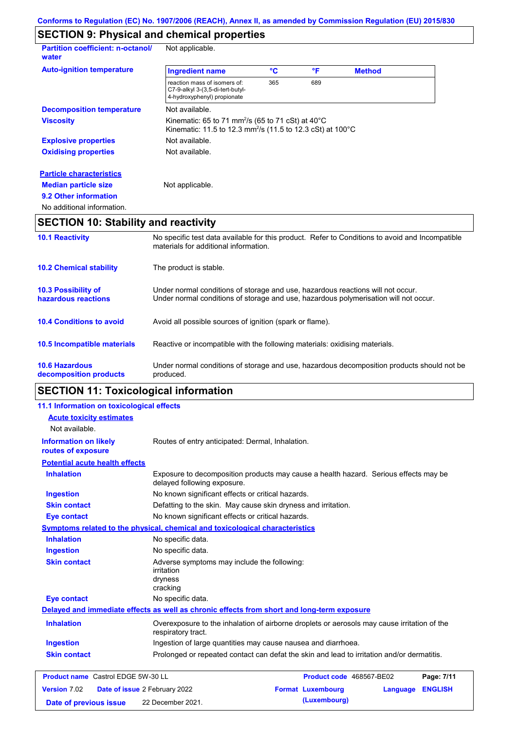Conforms to Regulation (EC) No. 1907/2006 (REACH), Annex II, as amended by Commission Regulation (EU) 2015/830

## SECTION 9: Physical and chemical properties

**Partition coefficient: n-octanol/ water** Not applicable.

**Auto-ignition temperature**

| Ingredient name | °C | °F | Method |
|---|---|---|---|
| reaction mass of isomers of: C7-9-alkyl 3-(3,5-di-tert-butyl-4-hydroxyphenyl) propionate | 365 | 689 | |

**Decomposition temperature** Not available.

**Viscosity** Kinematic: 65 to 71 $mm^2/s$ (65 to 71 cSt) at 40°C
Kinematic: 11.5 to 12.3 $mm^2/s$ (11.5 to 12.3 cSt) at 100°C

**Explosive properties** Not available.

**Oxidising properties** Not available.

**Particle characteristics**

**Median particle size** Not applicable.

**9.2 Other information**

No additional information.

## SECTION 10: Stability and reactivity

**10.1 Reactivity** No specific test data available for this product. Refer to Conditions to avoid and Incompatible materials for additional information.

**10.2 Chemical stability** The product is stable.

**10.3 Possibility of hazardous reactions** Under normal conditions of storage and use, hazardous reactions will not occur.
Under normal conditions of storage and use, hazardous polymerisation will not occur.

**10.4 Conditions to avoid** Avoid all possible sources of ignition (spark or flame).

**10.5 Incompatible materials** Reactive or incompatible with the following materials: oxidising materials.

**10.6 Hazardous decomposition products** Under normal conditions of storage and use, hazardous decomposition products should not be produced.

## SECTION 11: Toxicological information

### 11.1 Information on toxicological effects

**Acute toxicity estimates**

Not available.

**Information on likely routes of exposure** Routes of entry anticipated: Dermal, Inhalation.

**Potential acute health effects**

**Inhalation** Exposure to decomposition products may cause a health hazard. Serious effects may be delayed following exposure.

**Ingestion** No known significant effects or critical hazards.

**Skin contact** Defatting to the skin. May cause skin dryness and irritation.

**Eye contact** No known significant effects or critical hazards.

**Symptoms related to the physical, chemical and toxicological characteristics**

**Inhalation** No specific data.

**Ingestion** No specific data.

**Skin contact** Adverse symptoms may include the following:
irritation
dryness
cracking

**Eye contact** No specific data.

**Delayed and immediate effects as well as chronic effects from short and long-term exposure**

**Inhalation** Overexposure to the inhalation of airborne droplets or aerosols may cause irritation of the respiratory tract.

**Ingestion** Ingestion of large quantities may cause nausea and diarrhoea.

**Skin contact** Prolonged or repeated contact can defat the skin and lead to irritation and/or dermatitis.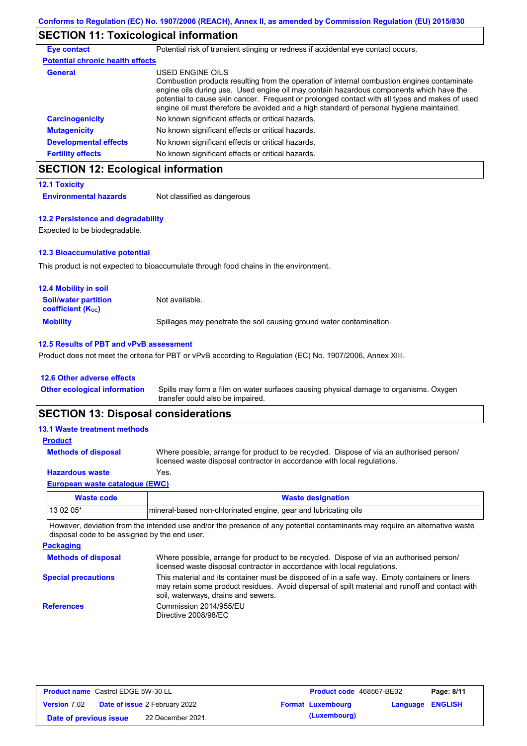## SECTION 11: Toxicological information

**Eye contact**: Potential risk of transient stinging or redness if accidental eye contact occurs.

**Potential chronic health effects**

**General**: USED ENGINE OILS
Combustion products resulting from the operation of internal combustion engines contaminate engine oils during use. Used engine oil may contain hazardous components which have the potential to cause skin cancer. Frequent or prolonged contact with all types and makes of used engine oil must therefore be avoided and a high standard of personal hygiene maintained.

**Carcinogenicity**: No known significant effects or critical hazards.

**Mutagenicity**: No known significant effects or critical hazards.

**Developmental effects**: No known significant effects or critical hazards.

**Fertility effects**: No known significant effects or critical hazards.

## SECTION 12: Ecological information

### 12.1 Toxicity

**Environmental hazards**: Not classified as dangerous

### 12.2 Persistence and degradability

Expected to be biodegradable.

### 12.3 Bioaccumulative potential

This product is not expected to bioaccumulate through food chains in the environment.

### 12.4 Mobility in soil

**Soil/water partition coefficient ($K_{OC}$)**: Not available.

**Mobility**: Spillages may penetrate the soil causing ground water contamination.

### 12.5 Results of PBT and vPvB assessment

Product does not meet the criteria for PBT or vPvB according to Regulation (EC) No. 1907/2006, Annex XIII.

### 12.6 Other adverse effects

**Other ecological information**: Spills may form a film on water surfaces causing physical damage to organisms. Oxygen transfer could also be impaired.

## SECTION 13: Disposal considerations

### 13.1 Waste treatment methods

**Product**

**Methods of disposal**: Where possible, arrange for product to be recycled. Dispose of via an authorised person/ licensed waste disposal contractor in accordance with local regulations.

**Hazardous waste**: Yes.

**European waste catalogue (EWC)**

| Waste code | Waste designation |
| --- | --- |
| 13 02 05* | mineral-based non-chlorinated engine, gear and lubricating oils |

However, deviation from the intended use and/or the presence of any potential contaminants may require an alternative waste disposal code to be assigned by the end user.

**Packaging**

**Methods of disposal**: Where possible, arrange for product to be recycled. Dispose of via an authorised person/ licensed waste disposal contractor in accordance with local regulations.

**Special precautions**: This material and its container must be disposed of in a safe way. Empty containers or liners may retain some product residues. Avoid dispersal of spilt material and runoff and contact with soil, waterways, drains and sewers.

**References**: Commission 2014/955/EU
Directive 2008/98/EC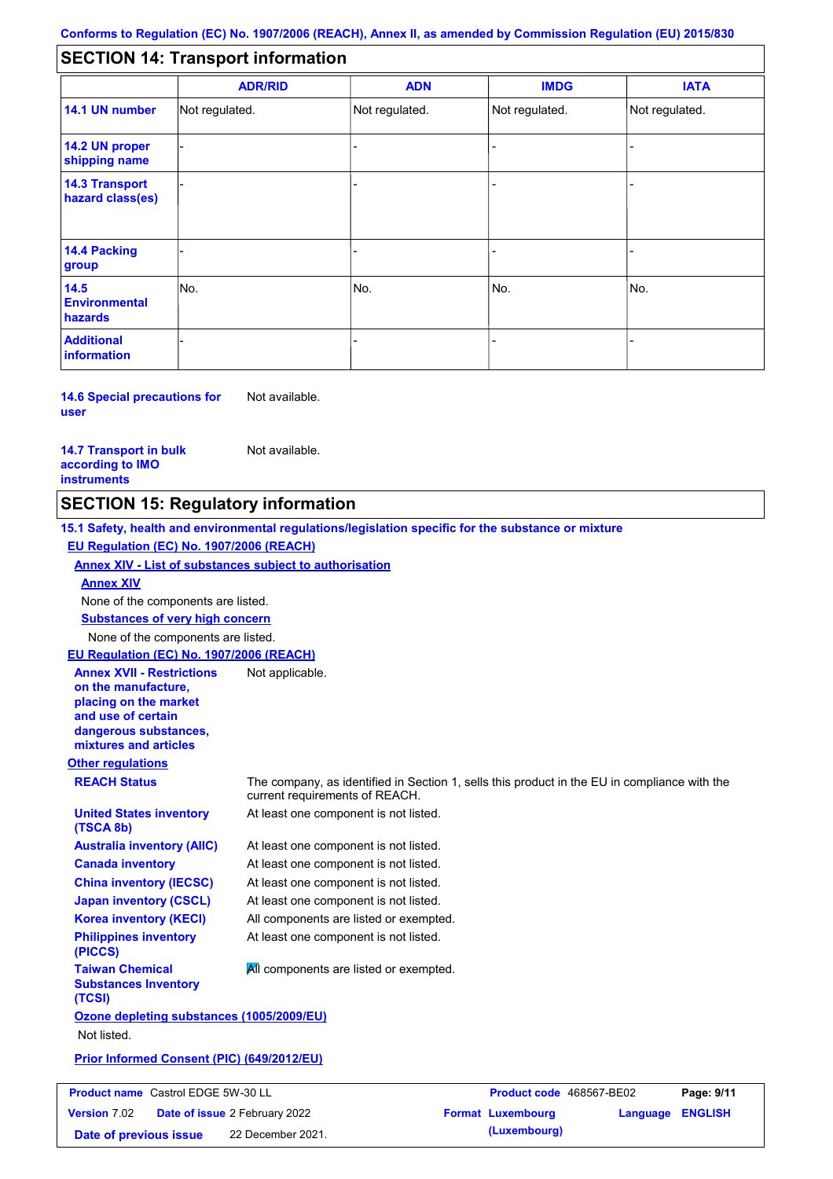## SECTION 14: Transport information

| | ADR/RID | ADN | IMDG | IATA |
|---|---|---|---|---|
| **14.1 UN number** | Not regulated. | Not regulated. | Not regulated. | Not regulated. |
| **14.2 UN proper shipping name** | - | - | - | - |
| **14.3 Transport hazard class(es)** | - | - | - | - |
| **14.4 Packing group** | - | - | - | - |
| **14.5 Environmental hazards** | No. | No. | No. | No. |
| **Additional information** | - | - | - | - |

**14.6 Special precautions for user**: Not available.

**14.7 Transport in bulk according to IMO instruments**: Not available.

## SECTION 15: Regulatory information

**15.1 Safety, health and environmental regulations/legislation specific for the substance or mixture**

**EU Regulation (EC) No. 1907/2006 (REACH)**

**Annex XIV - List of substances subject to authorisation**

**Annex XIV**

None of the components are listed.

**Substances of very high concern**

None of the components are listed.

**EU Regulation (EC) No. 1907/2006 (REACH)**

**Annex XVII - Restrictions on the manufacture, placing on the market and use of certain dangerous substances, mixtures and articles**: Not applicable.

**Other regulations**

**REACH Status**: The company, as identified in Section 1, sells this product in the EU in compliance with the current requirements of REACH.

**United States inventory (TSCA 8b)**: At least one component is not listed.

**Australia inventory (AIIC)**: At least one component is not listed.

**Canada inventory**: At least one component is not listed.

**China inventory (IECSC)**: At least one component is not listed.

**Japan inventory (CSCL)**: At least one component is not listed.

**Korea inventory (KECI)**: All components are listed or exempted.

**Philippines inventory (PICCS)**: At least one component is not listed.

**Taiwan Chemical Substances Inventory (TCSI)**: All components are listed or exempted.

**Ozone depleting substances (1005/2009/EU)**

Not listed.

**Prior Informed Consent (PIC) (649/2012/EU)**

| **Product name** Castrol EDGE 5W-30 LL | **Product code** 468567-BE02 | **Page:** 9/11 |
|---|---|---|
| **Version** 7.02 **Date of issue** 2 February 2022 | **Format** Luxembourg (Luxembourg) | **Language** ENGLISH |
| **Date of previous issue** 22 December 2021. | | |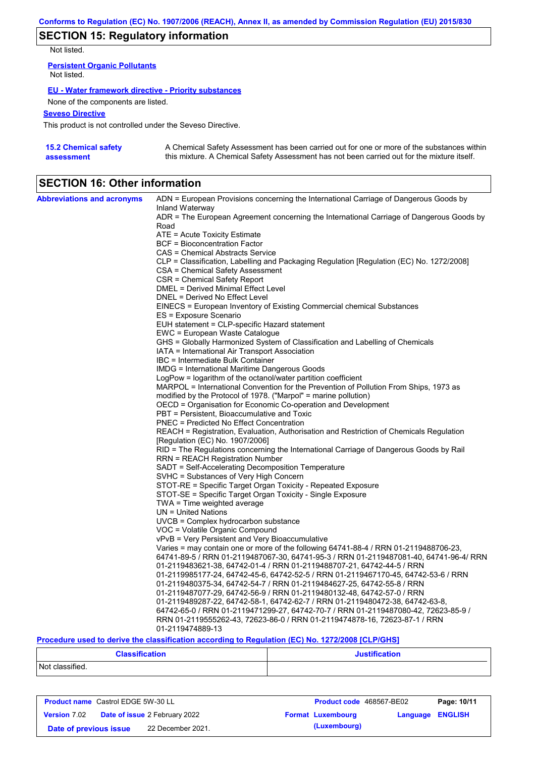## SECTION 15: Regulatory information

Not listed.

**Persistent Organic Pollutants**

Not listed.

**EU - Water framework directive - Priority substances**

None of the components are listed.

**Seveso Directive**

This product is not controlled under the Seveso Directive.

**15.2 Chemical safety assessment**

A Chemical Safety Assessment has been carried out for one or more of the substances within this mixture. A Chemical Safety Assessment has not been carried out for the mixture itself.

## SECTION 16: Other information

**Abbreviations and acronyms**

ADN = European Provisions concerning the International Carriage of Dangerous Goods by Inland Waterway
ADR = The European Agreement concerning the International Carriage of Dangerous Goods by Road
ATE = Acute Toxicity Estimate
BCF = Bioconcentration Factor
CAS = Chemical Abstracts Service
CLP = Classification, Labelling and Packaging Regulation [Regulation (EC) No. 1272/2008]
CSA = Chemical Safety Assessment
CSR = Chemical Safety Report
DMEL = Derived Minimal Effect Level
DNEL = Derived No Effect Level
EINECS = European Inventory of Existing Commercial chemical Substances
ES = Exposure Scenario
EUH statement = CLP-specific Hazard statement
EWC = European Waste Catalogue
GHS = Globally Harmonized System of Classification and Labelling of Chemicals
IATA = International Air Transport Association
IBC = Intermediate Bulk Container
IMDG = International Maritime Dangerous Goods
LogPow = logarithm of the octanol/water partition coefficient
MARPOL = International Convention for the Prevention of Pollution From Ships, 1973 as modified by the Protocol of 1978. ("Marpol" = marine pollution)
OECD = Organisation for Economic Co-operation and Development
PBT = Persistent, Bioaccumulative and Toxic
PNEC = Predicted No Effect Concentration
REACH = Registration, Evaluation, Authorisation and Restriction of Chemicals Regulation [Regulation (EC) No. 1907/2006]
RID = The Regulations concerning the International Carriage of Dangerous Goods by Rail
RRN = REACH Registration Number
SADT = Self-Accelerating Decomposition Temperature
SVHC = Substances of Very High Concern
STOT-RE = Specific Target Organ Toxicity - Repeated Exposure
STOT-SE = Specific Target Organ Toxicity - Single Exposure
TWA = Time weighted average
UN = United Nations
UVCB = Complex hydrocarbon substance
VOC = Volatile Organic Compound
vPvB = Very Persistent and Very Bioaccumulative
Varies = may contain one or more of the following 64741-88-4 / RRN 01-2119488706-23, 64741-89-5 / RRN 01-2119487067-30, 64741-95-3 / RRN 01-2119487081-40, 64741-96-4/ RRN 01-2119483621-38, 64742-01-4 / RRN 01-2119488707-21, 64742-44-5 / RRN 01-2119985177-24, 64742-45-6, 64742-52-5 / RRN 01-2119467170-45, 64742-53-6 / RRN 01-2119480375-34, 64742-54-7 / RRN 01-2119484627-25, 64742-55-8 / RRN 01-2119487077-29, 64742-56-9 / RRN 01-2119480132-48, 64742-57-0 / RRN 01-2119489287-22, 64742-58-1, 64742-62-7 / RRN 01-2119480472-38, 64742-63-8, 64742-65-0 / RRN 01-2119471299-27, 64742-70-7 / RRN 01-2119487080-42, 72623-85-9 / RRN 01-2119555262-43, 72623-86-0 / RRN 01-2119474878-16, 72623-87-1 / RRN 01-2119474889-13

**Procedure used to derive the classification according to Regulation (EC) No. 1272/2008 [CLP/GHS]**

| Classification | Justification |
| --- | --- |
| Not classified. | |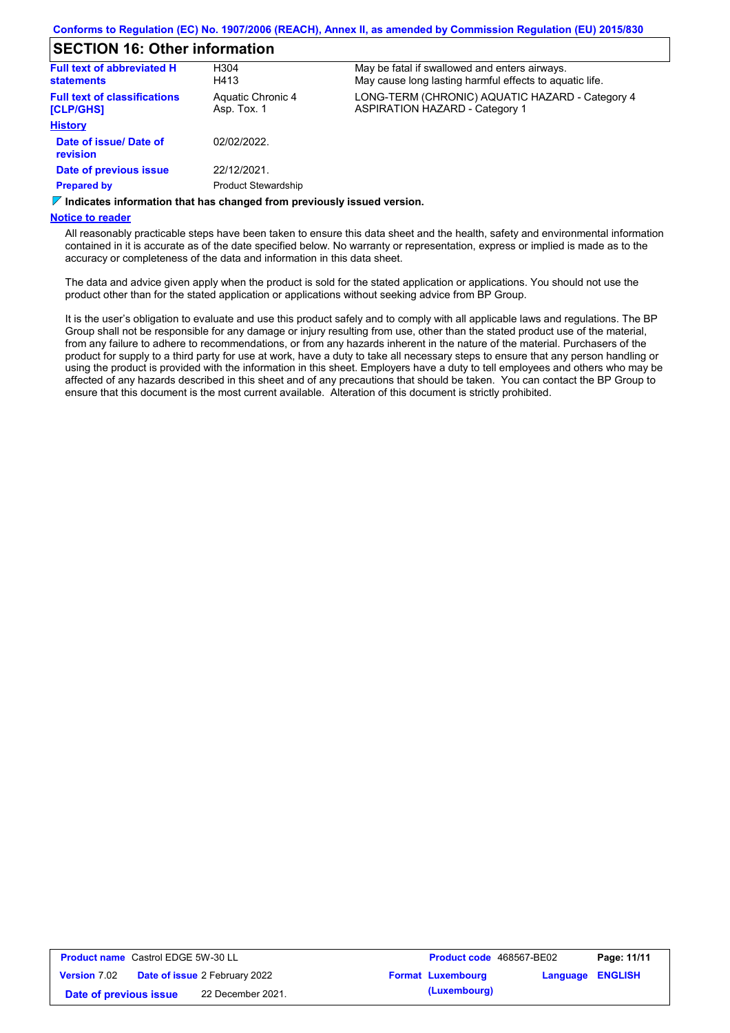## SECTION 16: Other information

| | | |
|---|---|---|
| **Full text of abbreviated H statements** | H304<br>H413 | May be fatal if swallowed and enters airways.<br>May cause long lasting harmful effects to aquatic life. |
| **Full text of classifications [CLP/GHS]** | Aquatic Chronic 4<br>Asp. Tox. 1 | LONG-TERM (CHRONIC) AQUATIC HAZARD - Category 4<br>ASPIRATION HAZARD - Category 1 |

**History**

| | |
|---|---|
| **Date of issue/ Date of revision** | 02/02/2022. |
| **Date of previous issue** | 22/12/2021. |
| **Prepared by** | Product Stewardship |

**Indicates information that has changed from previously issued version.**

**Notice to reader**

All reasonably practicable steps have been taken to ensure this data sheet and the health, safety and environmental information contained in it is accurate as of the date specified below. No warranty or representation, express or implied is made as to the accuracy or completeness of the data and information in this data sheet.

The data and advice given apply when the product is sold for the stated application or applications. You should not use the product other than for the stated application or applications without seeking advice from BP Group.

It is the user's obligation to evaluate and use this product safely and to comply with all applicable laws and regulations. The BP Group shall not be responsible for any damage or injury resulting from use, other than the stated product use of the material, from any failure to adhere to recommendations, or from any hazards inherent in the nature of the material. Purchasers of the product for supply to a third party for use at work, have a duty to take all necessary steps to ensure that any person handling or using the product is provided with the information in this sheet. Employers have a duty to tell employees and others who may be affected of any hazards described in this sheet and of any precautions that should be taken. You can contact the BP Group to ensure that this document is the most current available. Alteration of this document is strictly prohibited.